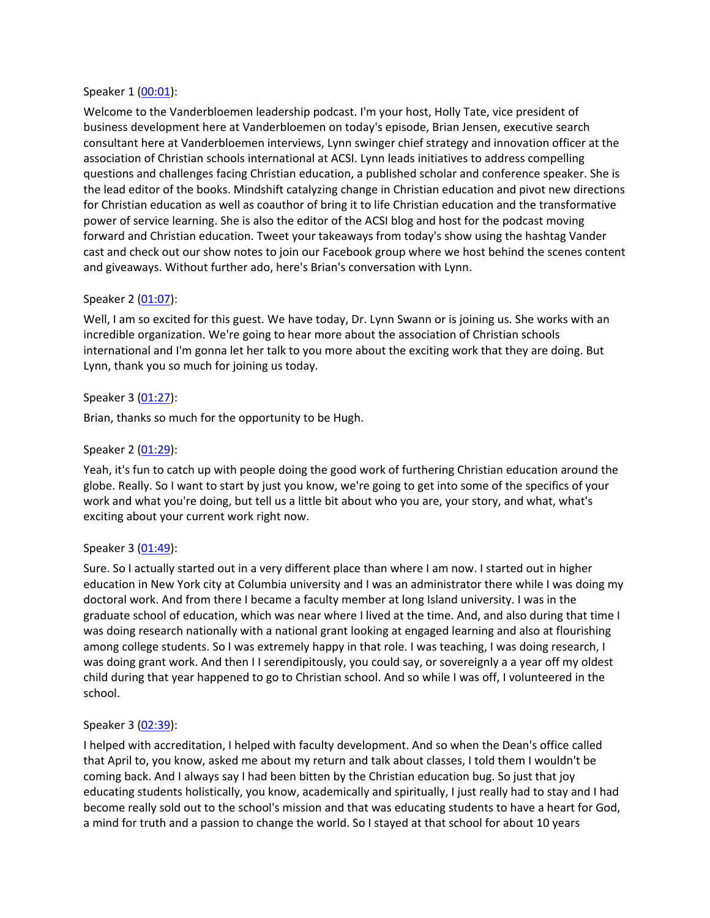Speaker 1 ([00:01](#)):

Welcome to the Vanderbloemen leadership podcast. I'm your host, Holly Tate, vice president of business development here at Vanderbloemen on today's episode, Brian Jensen, executive search consultant here at Vanderbloemen interviews, Lynn swinger chief strategy and innovation officer at the association of Christian schools international at ACSI. Lynn leads initiatives to address compelling questions and challenges facing Christian education, a published scholar and conference speaker. She is the lead editor of the books. Mindshift catalyzing change in Christian education and pivot new directions for Christian education as well as coauthor of bring it to life Christian education and the transformative power of service learning. She is also the editor of the ACSI blog and host for the podcast moving forward and Christian education. Tweet your takeaways from today's show using the hashtag Vander cast and check out our show notes to join our Facebook group where we host behind the scenes content and giveaways. Without further ado, here's Brian's conversation with Lynn.

Speaker 2 ([01:07](#)):

Well, I am so excited for this guest. We have today, Dr. Lynn Swann or is joining us. She works with an incredible organization. We're going to hear more about the association of Christian schools international and I'm gonna let her talk to you more about the exciting work that they are doing. But Lynn, thank you so much for joining us today.

Speaker 3 ([01:27](#)):

Brian, thanks so much for the opportunity to be Hugh.

Speaker 2 ([01:29](#)):

Yeah, it's fun to catch up with people doing the good work of furthering Christian education around the globe. Really. So I want to start by just you know, we're going to get into some of the specifics of your work and what you're doing, but tell us a little bit about who you are, your story, and what, what's exciting about your current work right now.

Speaker 3 ([01:49](#)):

Sure. So I actually started out in a very different place than where I am now. I started out in higher education in New York city at Columbia university and I was an administrator there while I was doing my doctoral work. And from there I became a faculty member at long Island university. I was in the graduate school of education, which was near where I lived at the time. And, and also during that time I was doing research nationally with a national grant looking at engaged learning and also at flourishing among college students. So I was extremely happy in that role. I was teaching, I was doing research, I was doing grant work. And then I I serendipitously, you could say, or sovereignly a a year off my oldest child during that year happened to go to Christian school. And so while I was off, I volunteered in the school.

Speaker 3 ([02:39](#)):

I helped with accreditation, I helped with faculty development. And so when the Dean's office called that April to, you know, asked me about my return and talk about classes, I told them I wouldn't be coming back. And I always say I had been bitten by the Christian education bug. So just that joy educating students holistically, you know, academically and spiritually, I just really had to stay and I had become really sold out to the school's mission and that was educating students to have a heart for God, a mind for truth and a passion to change the world. So I stayed at that school for about 10 years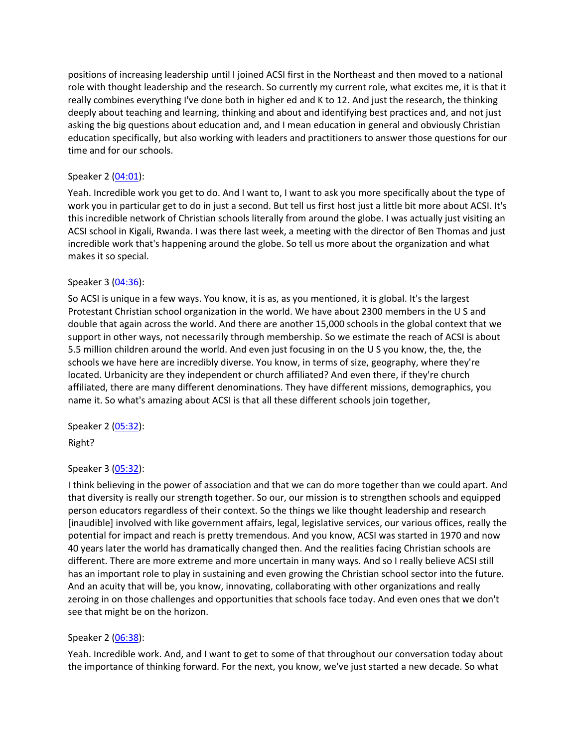positions of increasing leadership until I joined ACSI first in the Northeast and then moved to a national role with thought leadership and the research. So currently my current role, what excites me, it is that it really combines everything I've done both in higher ed and K to 12. And just the research, the thinking deeply about teaching and learning, thinking and about and identifying best practices and, and not just asking the big questions about education and, and I mean education in general and obviously Christian education specifically, but also working with leaders and practitioners to answer those questions for our time and for our schools.

Speaker 2 ([04:01](#)):

Yeah. Incredible work you get to do. And I want to, I want to ask you more specifically about the type of work you in particular get to do in just a second. But tell us first host just a little bit more about ACSI. It's this incredible network of Christian schools literally from around the globe. I was actually just visiting an ACSI school in Kigali, Rwanda. I was there last week, a meeting with the director of Ben Thomas and just incredible work that's happening around the globe. So tell us more about the organization and what makes it so special.

Speaker 3 ([04:36](#)):

So ACSI is unique in a few ways. You know, it is as, as you mentioned, it is global. It's the largest Protestant Christian school organization in the world. We have about 2300 members in the U S and double that again across the world. And there are another 15,000 schools in the global context that we support in other ways, not necessarily through membership. So we estimate the reach of ACSI is about 5.5 million children around the world. And even just focusing in on the U S you know, the, the, the schools we have here are incredibly diverse. You know, in terms of size, geography, where they're located. Urbanicity are they independent or church affiliated? And even there, if they're church affiliated, there are many different denominations. They have different missions, demographics, you name it. So what's amazing about ACSI is that all these different schools join together,

Speaker 2 ([05:32](#)):

Right?

Speaker 3 ([05:32](#)):

I think believing in the power of association and that we can do more together than we could apart. And that diversity is really our strength together. So our, our mission is to strengthen schools and equipped person educators regardless of their context. So the things we like thought leadership and research [inaudible] involved with like government affairs, legal, legislative services, our various offices, really the potential for impact and reach is pretty tremendous. And you know, ACSI was started in 1970 and now 40 years later the world has dramatically changed then. And the realities facing Christian schools are different. There are more extreme and more uncertain in many ways. And so I really believe ACSI still has an important role to play in sustaining and even growing the Christian school sector into the future. And an acuity that will be, you know, innovating, collaborating with other organizations and really zeroing in on those challenges and opportunities that schools face today. And even ones that we don't see that might be on the horizon.

Speaker 2 ([06:38](#)):

Yeah. Incredible work. And, and I want to get to some of that throughout our conversation today about the importance of thinking forward. For the next, you know, we've just started a new decade. So what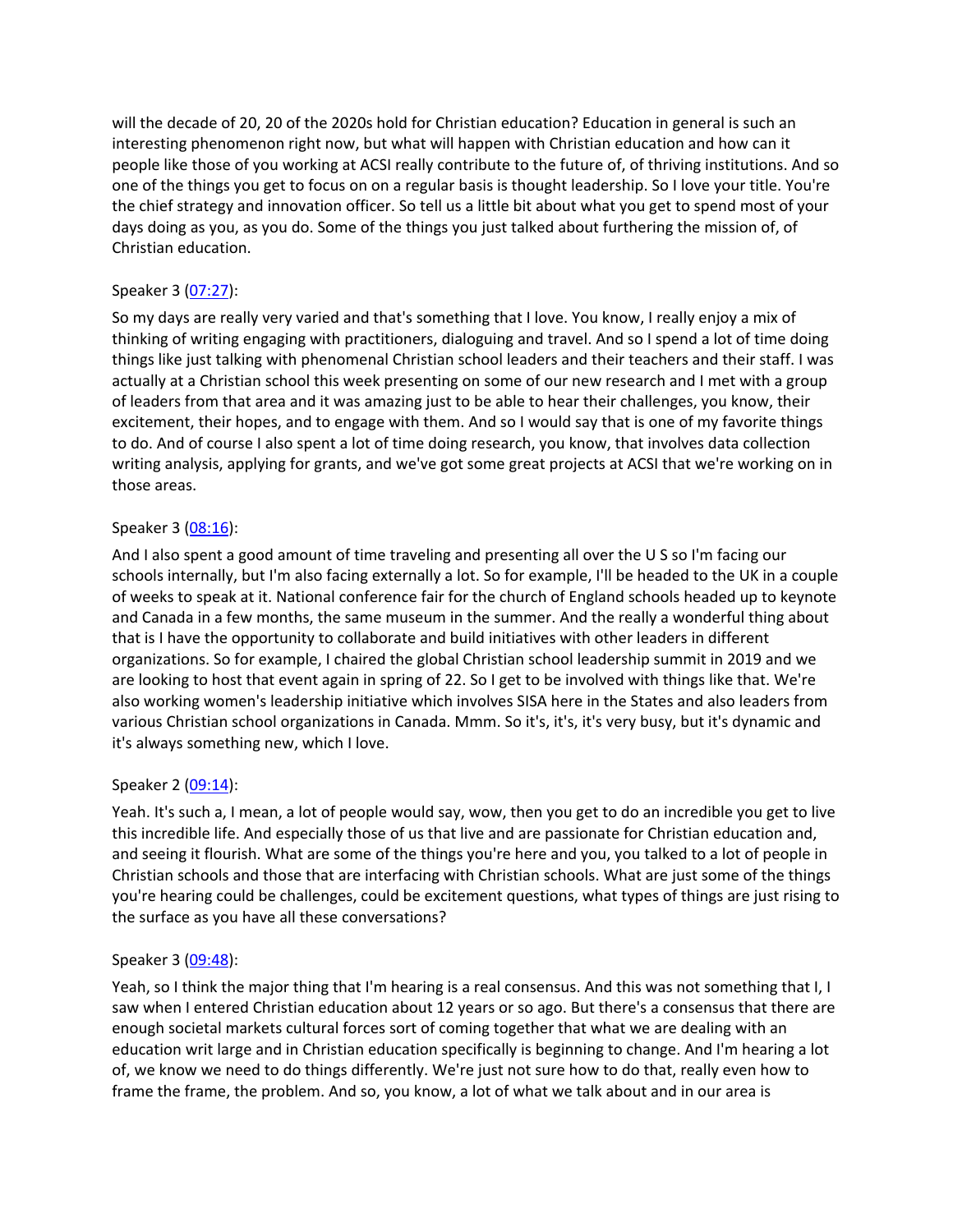will the decade of 20, 20 of the 2020s hold for Christian education? Education in general is such an interesting phenomenon right now, but what will happen with Christian education and how can it people like those of you working at ACSI really contribute to the future of, of thriving institutions. And so one of the things you get to focus on on a regular basis is thought leadership. So I love your title. You're the chief strategy and innovation officer. So tell us a little bit about what you get to spend most of your days doing as you, as you do. Some of the things you just talked about furthering the mission of, of Christian education.

Speaker 3 ([07:27]()):

So my days are really very varied and that's something that I love. You know, I really enjoy a mix of thinking of writing engaging with practitioners, dialoguing and travel. And so I spend a lot of time doing things like just talking with phenomenal Christian school leaders and their teachers and their staff. I was actually at a Christian school this week presenting on some of our new research and I met with a group of leaders from that area and it was amazing just to be able to hear their challenges, you know, their excitement, their hopes, and to engage with them. And so I would say that is one of my favorite things to do. And of course I also spent a lot of time doing research, you know, that involves data collection writing analysis, applying for grants, and we've got some great projects at ACSI that we're working on in those areas.

Speaker 3 ([08:16]()):

And I also spent a good amount of time traveling and presenting all over the U S so I'm facing our schools internally, but I'm also facing externally a lot. So for example, I'll be headed to the UK in a couple of weeks to speak at it. National conference fair for the church of England schools headed up to keynote and Canada in a few months, the same museum in the summer. And the really a wonderful thing about that is I have the opportunity to collaborate and build initiatives with other leaders in different organizations. So for example, I chaired the global Christian school leadership summit in 2019 and we are looking to host that event again in spring of 22. So I get to be involved with things like that. We're also working women's leadership initiative which involves SISA here in the States and also leaders from various Christian school organizations in Canada. Mmm. So it's, it's, it's very busy, but it's dynamic and it's always something new, which I love.

Speaker 2 ([09:14]()):

Yeah. It's such a, I mean, a lot of people would say, wow, then you get to do an incredible you get to live this incredible life. And especially those of us that live and are passionate for Christian education and, and seeing it flourish. What are some of the things you're here and you, you talked to a lot of people in Christian schools and those that are interfacing with Christian schools. What are just some of the things you're hearing could be challenges, could be excitement questions, what types of things are just rising to the surface as you have all these conversations?

Speaker 3 ([09:48]()):

Yeah, so I think the major thing that I'm hearing is a real consensus. And this was not something that I, I saw when I entered Christian education about 12 years or so ago. But there's a consensus that there are enough societal markets cultural forces sort of coming together that what we are dealing with an education writ large and in Christian education specifically is beginning to change. And I'm hearing a lot of, we know we need to do things differently. We're just not sure how to do that, really even how to frame the frame, the problem. And so, you know, a lot of what we talk about and in our area is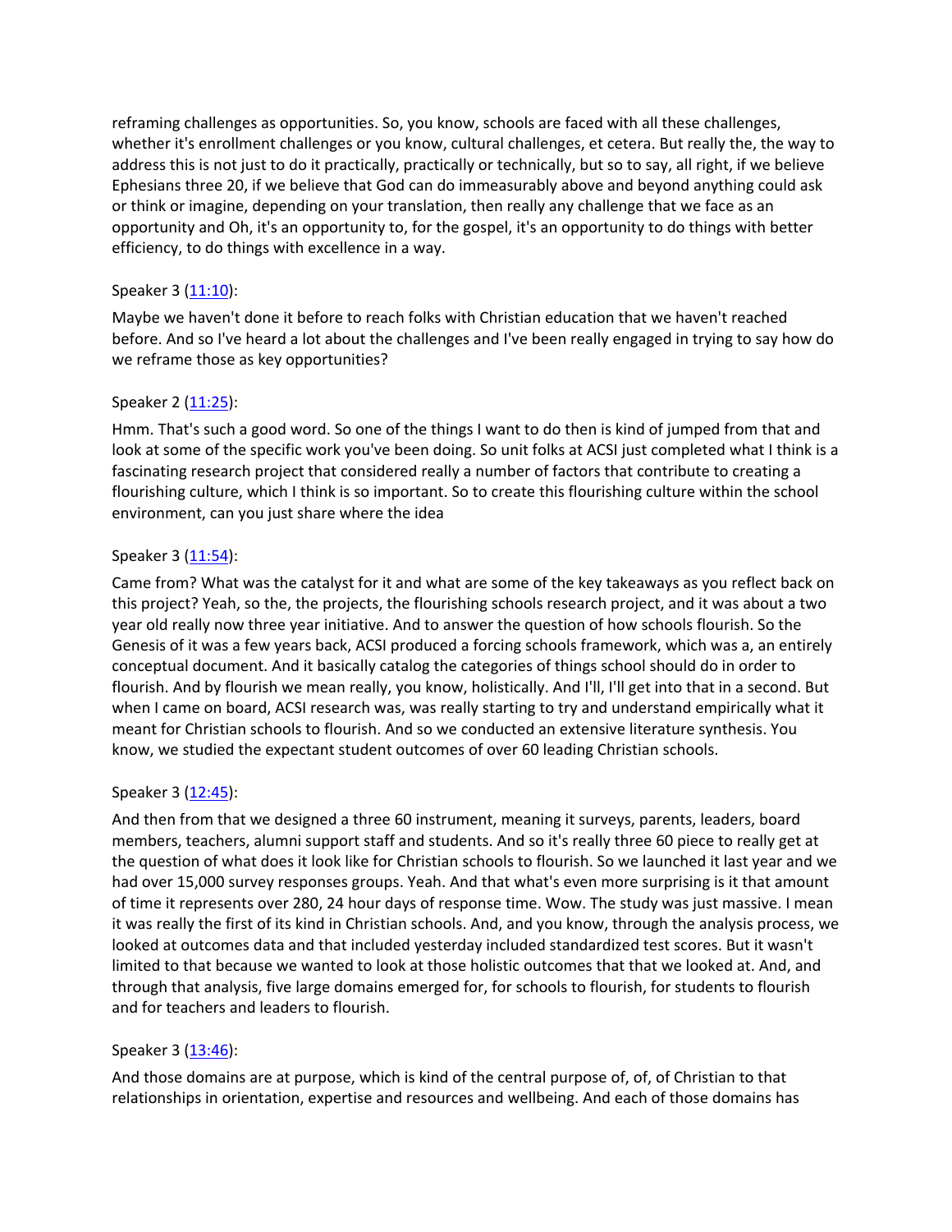reframing challenges as opportunities. So, you know, schools are faced with all these challenges, whether it's enrollment challenges or you know, cultural challenges, et cetera. But really the, the way to address this is not just to do it practically, practically or technically, but so to say, all right, if we believe Ephesians three 20, if we believe that God can do immeasurably above and beyond anything could ask or think or imagine, depending on your translation, then really any challenge that we face as an opportunity and Oh, it's an opportunity to, for the gospel, it's an opportunity to do things with better efficiency, to do things with excellence in a way.

Speaker 3 ([11:10]()):

Maybe we haven't done it before to reach folks with Christian education that we haven't reached before. And so I've heard a lot about the challenges and I've been really engaged in trying to say how do we reframe those as key opportunities?

Speaker 2 ([11:25]()):

Hmm. That's such a good word. So one of the things I want to do then is kind of jumped from that and look at some of the specific work you've been doing. So unit folks at ACSI just completed what I think is a fascinating research project that considered really a number of factors that contribute to creating a flourishing culture, which I think is so important. So to create this flourishing culture within the school environment, can you just share where the idea

Speaker 3 ([11:54]()):

Came from? What was the catalyst for it and what are some of the key takeaways as you reflect back on this project? Yeah, so the, the projects, the flourishing schools research project, and it was about a two year old really now three year initiative. And to answer the question of how schools flourish. So the Genesis of it was a few years back, ACSI produced a forcing schools framework, which was a, an entirely conceptual document. And it basically catalog the categories of things school should do in order to flourish. And by flourish we mean really, you know, holistically. And I'll, I'll get into that in a second. But when I came on board, ACSI research was, was really starting to try and understand empirically what it meant for Christian schools to flourish. And so we conducted an extensive literature synthesis. You know, we studied the expectant student outcomes of over 60 leading Christian schools.

Speaker 3 ([12:45]()):

And then from that we designed a three 60 instrument, meaning it surveys, parents, leaders, board members, teachers, alumni support staff and students. And so it's really three 60 piece to really get at the question of what does it look like for Christian schools to flourish. So we launched it last year and we had over 15,000 survey responses groups. Yeah. And that what's even more surprising is it that amount of time it represents over 280, 24 hour days of response time. Wow. The study was just massive. I mean it was really the first of its kind in Christian schools. And, and you know, through the analysis process, we looked at outcomes data and that included yesterday included standardized test scores. But it wasn't limited to that because we wanted to look at those holistic outcomes that that we looked at. And, and through that analysis, five large domains emerged for, for schools to flourish, for students to flourish and for teachers and leaders to flourish.

Speaker 3 ([13:46]()):

And those domains are at purpose, which is kind of the central purpose of, of, of Christian to that relationships in orientation, expertise and resources and wellbeing. And each of those domains has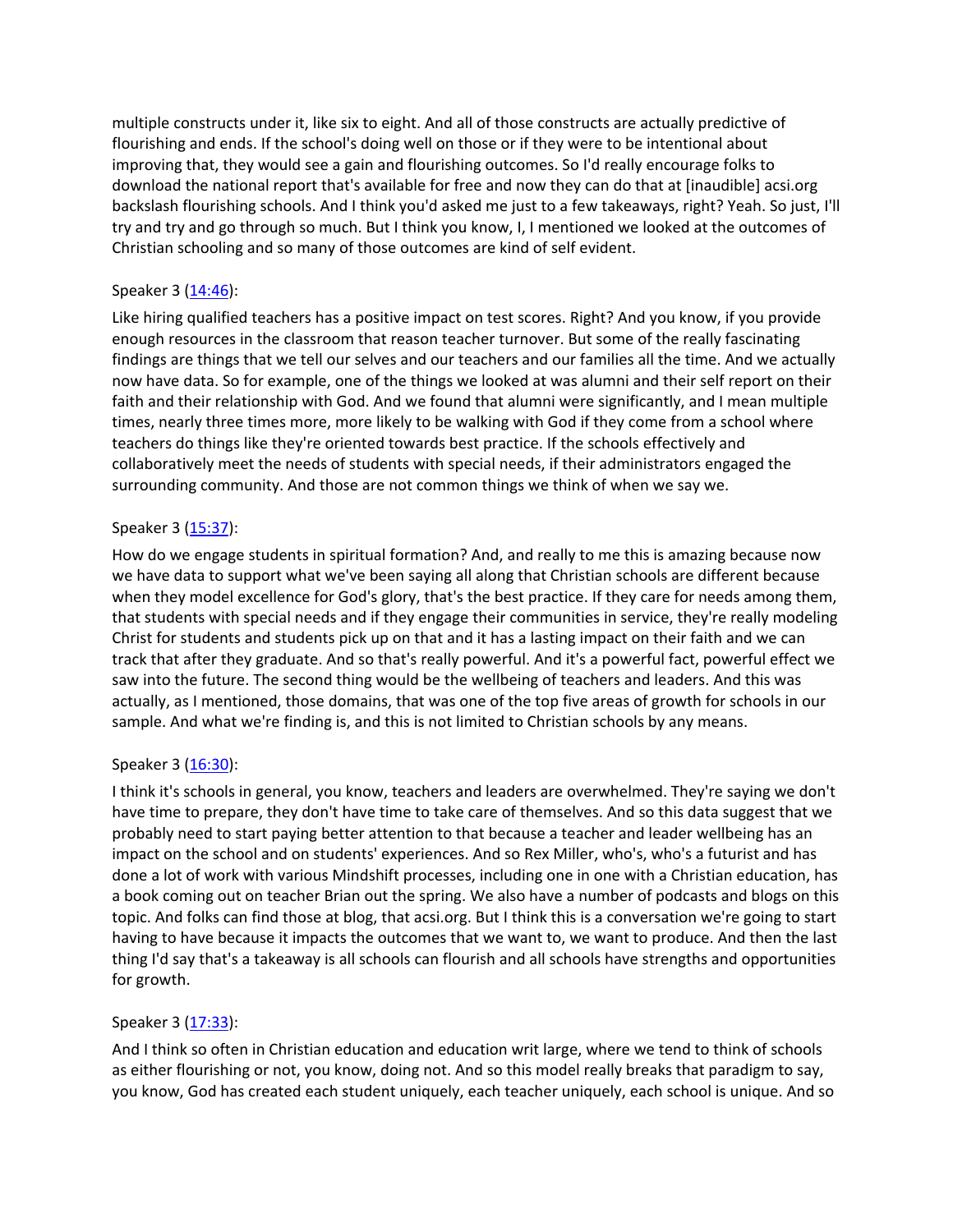multiple constructs under it, like six to eight. And all of those constructs are actually predictive of flourishing and ends. If the school's doing well on those or if they were to be intentional about improving that, they would see a gain and flourishing outcomes. So I'd really encourage folks to download the national report that's available for free and now they can do that at [inaudible] acsi.org backslash flourishing schools. And I think you'd asked me just to a few takeaways, right? Yeah. So just, I'll try and try and go through so much. But I think you know, I, I mentioned we looked at the outcomes of Christian schooling and so many of those outcomes are kind of self evident.

Speaker 3 (14:46):

Like hiring qualified teachers has a positive impact on test scores. Right? And you know, if you provide enough resources in the classroom that reason teacher turnover. But some of the really fascinating findings are things that we tell our selves and our teachers and our families all the time. And we actually now have data. So for example, one of the things we looked at was alumni and their self report on their faith and their relationship with God. And we found that alumni were significantly, and I mean multiple times, nearly three times more, more likely to be walking with God if they come from a school where teachers do things like they're oriented towards best practice. If the schools effectively and collaboratively meet the needs of students with special needs, if their administrators engaged the surrounding community. And those are not common things we think of when we say we.

Speaker 3 (15:37):

How do we engage students in spiritual formation? And, and really to me this is amazing because now we have data to support what we've been saying all along that Christian schools are different because when they model excellence for God's glory, that's the best practice. If they care for needs among them, that students with special needs and if they engage their communities in service, they're really modeling Christ for students and students pick up on that and it has a lasting impact on their faith and we can track that after they graduate. And so that's really powerful. And it's a powerful fact, powerful effect we saw into the future. The second thing would be the wellbeing of teachers and leaders. And this was actually, as I mentioned, those domains, that was one of the top five areas of growth for schools in our sample. And what we're finding is, and this is not limited to Christian schools by any means.

Speaker 3 (16:30):

I think it's schools in general, you know, teachers and leaders are overwhelmed. They're saying we don't have time to prepare, they don't have time to take care of themselves. And so this data suggest that we probably need to start paying better attention to that because a teacher and leader wellbeing has an impact on the school and on students' experiences. And so Rex Miller, who's, who's a futurist and has done a lot of work with various Mindshift processes, including one in one with a Christian education, has a book coming out on teacher Brian out the spring. We also have a number of podcasts and blogs on this topic. And folks can find those at blog, that acsi.org. But I think this is a conversation we're going to start having to have because it impacts the outcomes that we want to, we want to produce. And then the last thing I'd say that's a takeaway is all schools can flourish and all schools have strengths and opportunities for growth.

Speaker 3 (17:33):

And I think so often in Christian education and education writ large, where we tend to think of schools as either flourishing or not, you know, doing not. And so this model really breaks that paradigm to say, you know, God has created each student uniquely, each teacher uniquely, each school is unique. And so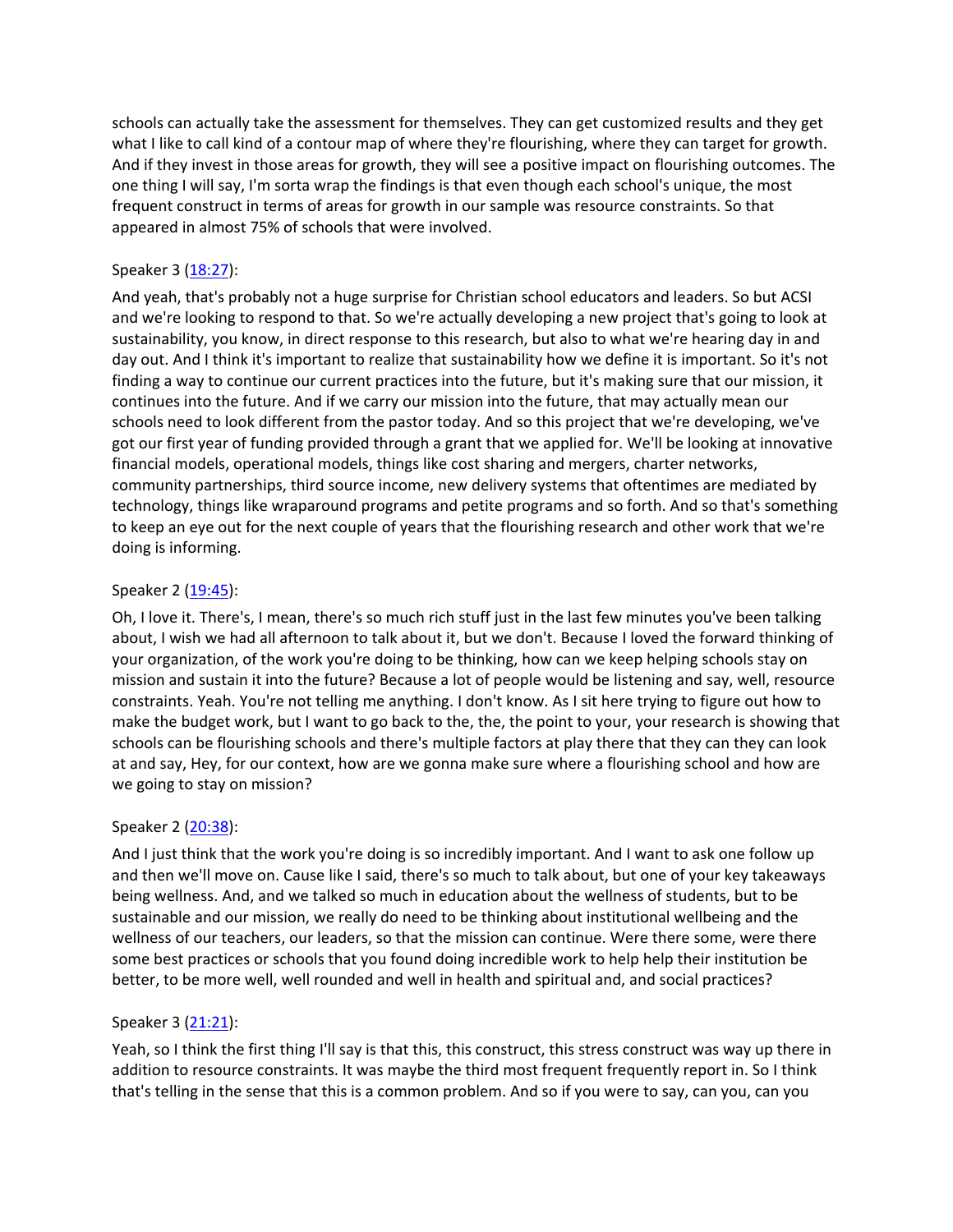schools can actually take the assessment for themselves. They can get customized results and they get what I like to call kind of a contour map of where they're flourishing, where they can target for growth. And if they invest in those areas for growth, they will see a positive impact on flourishing outcomes. The one thing I will say, I'm sorta wrap the findings is that even though each school's unique, the most frequent construct in terms of areas for growth in our sample was resource constraints. So that appeared in almost 75% of schools that were involved.

Speaker 3 ([18:27](#)):

And yeah, that's probably not a huge surprise for Christian school educators and leaders. So but ACSI and we're looking to respond to that. So we're actually developing a new project that's going to look at sustainability, you know, in direct response to this research, but also to what we're hearing day in and day out. And I think it's important to realize that sustainability how we define it is important. So it's not finding a way to continue our current practices into the future, but it's making sure that our mission, it continues into the future. And if we carry our mission into the future, that may actually mean our schools need to look different from the pastor today. And so this project that we're developing, we've got our first year of funding provided through a grant that we applied for. We'll be looking at innovative financial models, operational models, things like cost sharing and mergers, charter networks, community partnerships, third source income, new delivery systems that oftentimes are mediated by technology, things like wraparound programs and petite programs and so forth. And so that's something to keep an eye out for the next couple of years that the flourishing research and other work that we're doing is informing.

Speaker 2 ([19:45](#)):

Oh, I love it. There's, I mean, there's so much rich stuff just in the last few minutes you've been talking about, I wish we had all afternoon to talk about it, but we don't. Because I loved the forward thinking of your organization, of the work you're doing to be thinking, how can we keep helping schools stay on mission and sustain it into the future? Because a lot of people would be listening and say, well, resource constraints. Yeah. You're not telling me anything. I don't know. As I sit here trying to figure out how to make the budget work, but I want to go back to the, the, the point to your, your research is showing that schools can be flourishing schools and there's multiple factors at play there that they can they can look at and say, Hey, for our context, how are we gonna make sure where a flourishing school and how are we going to stay on mission?

Speaker 2 ([20:38](#)):

And I just think that the work you're doing is so incredibly important. And I want to ask one follow up and then we'll move on. Cause like I said, there's so much to talk about, but one of your key takeaways being wellness. And, and we talked so much in education about the wellness of students, but to be sustainable and our mission, we really do need to be thinking about institutional wellbeing and the wellness of our teachers, our leaders, so that the mission can continue. Were there some, were there some best practices or schools that you found doing incredible work to help help their institution be better, to be more well, well rounded and well in health and spiritual and, and social practices?

Speaker 3 ([21:21](#)):

Yeah, so I think the first thing I'll say is that this, this construct, this stress construct was way up there in addition to resource constraints. It was maybe the third most frequent frequently report in. So I think that's telling in the sense that this is a common problem. And so if you were to say, can you, can you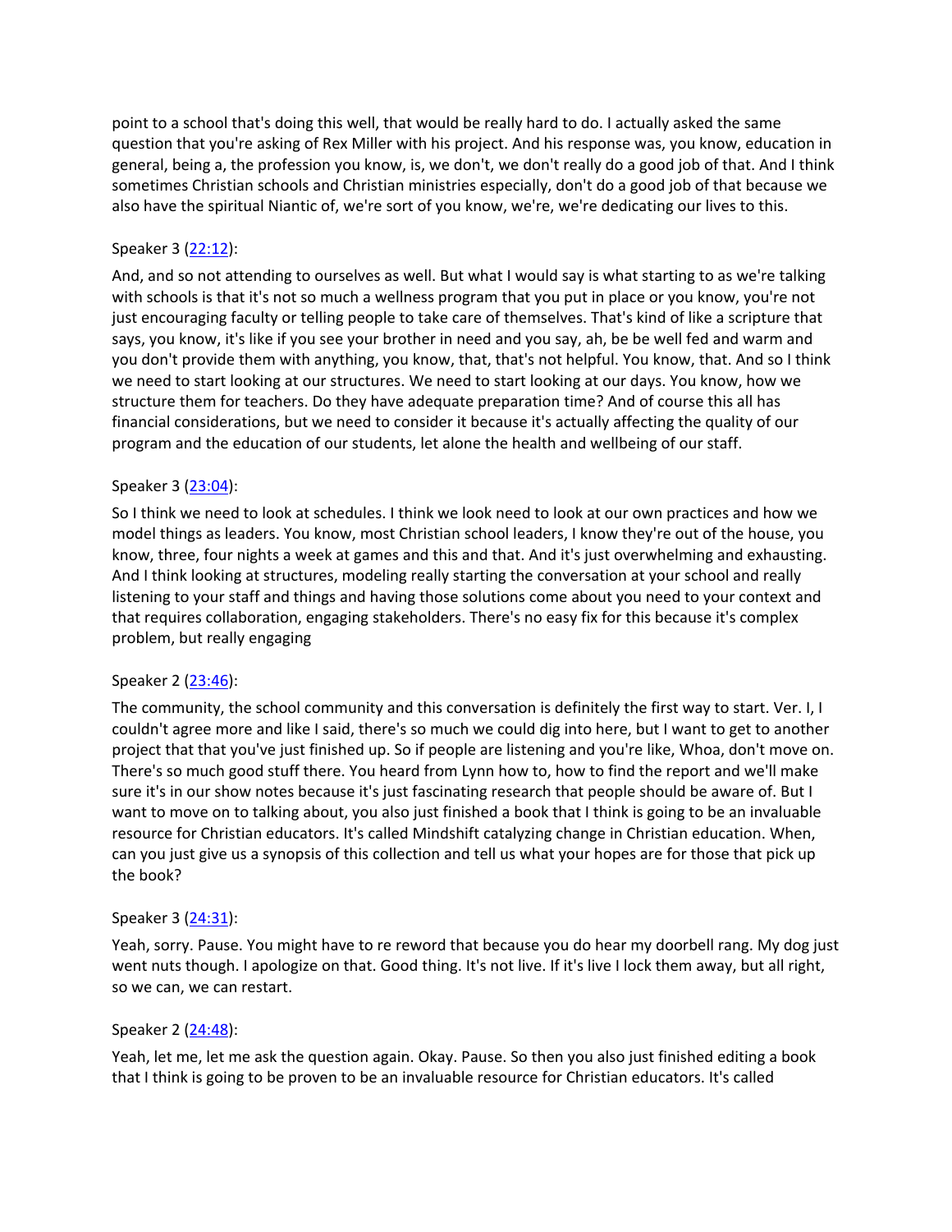point to a school that's doing this well, that would be really hard to do. I actually asked the same question that you're asking of Rex Miller with his project. And his response was, you know, education in general, being a, the profession you know, is, we don't, we don't really do a good job of that. And I think sometimes Christian schools and Christian ministries especially, don't do a good job of that because we also have the spiritual Niantic of, we're sort of you know, we're, we're dedicating our lives to this.

Speaker 3 (22:12):

And, and so not attending to ourselves as well. But what I would say is what starting to as we're talking with schools is that it's not so much a wellness program that you put in place or you know, you're not just encouraging faculty or telling people to take care of themselves. That's kind of like a scripture that says, you know, it's like if you see your brother in need and you say, ah, be be well fed and warm and you don't provide them with anything, you know, that, that's not helpful. You know, that. And so I think we need to start looking at our structures. We need to start looking at our days. You know, how we structure them for teachers. Do they have adequate preparation time? And of course this all has financial considerations, but we need to consider it because it's actually affecting the quality of our program and the education of our students, let alone the health and wellbeing of our staff.

Speaker 3 (23:04):

So I think we need to look at schedules. I think we look need to look at our own practices and how we model things as leaders. You know, most Christian school leaders, I know they're out of the house, you know, three, four nights a week at games and this and that. And it's just overwhelming and exhausting. And I think looking at structures, modeling really starting the conversation at your school and really listening to your staff and things and having those solutions come about you need to your context and that requires collaboration, engaging stakeholders. There's no easy fix for this because it's complex problem, but really engaging

Speaker 2 (23:46):

The community, the school community and this conversation is definitely the first way to start. Ver. I, I couldn't agree more and like I said, there's so much we could dig into here, but I want to get to another project that that you've just finished up. So if people are listening and you're like, Whoa, don't move on. There's so much good stuff there. You heard from Lynn how to, how to find the report and we'll make sure it's in our show notes because it's just fascinating research that people should be aware of. But I want to move on to talking about, you also just finished a book that I think is going to be an invaluable resource for Christian educators. It's called Mindshift catalyzing change in Christian education. When, can you just give us a synopsis of this collection and tell us what your hopes are for those that pick up the book?

Speaker 3 (24:31):

Yeah, sorry. Pause. You might have to re reword that because you do hear my doorbell rang. My dog just went nuts though. I apologize on that. Good thing. It's not live. If it's live I lock them away, but all right, so we can, we can restart.

Speaker 2 (24:48):

Yeah, let me, let me ask the question again. Okay. Pause. So then you also just finished editing a book that I think is going to be proven to be an invaluable resource for Christian educators. It's called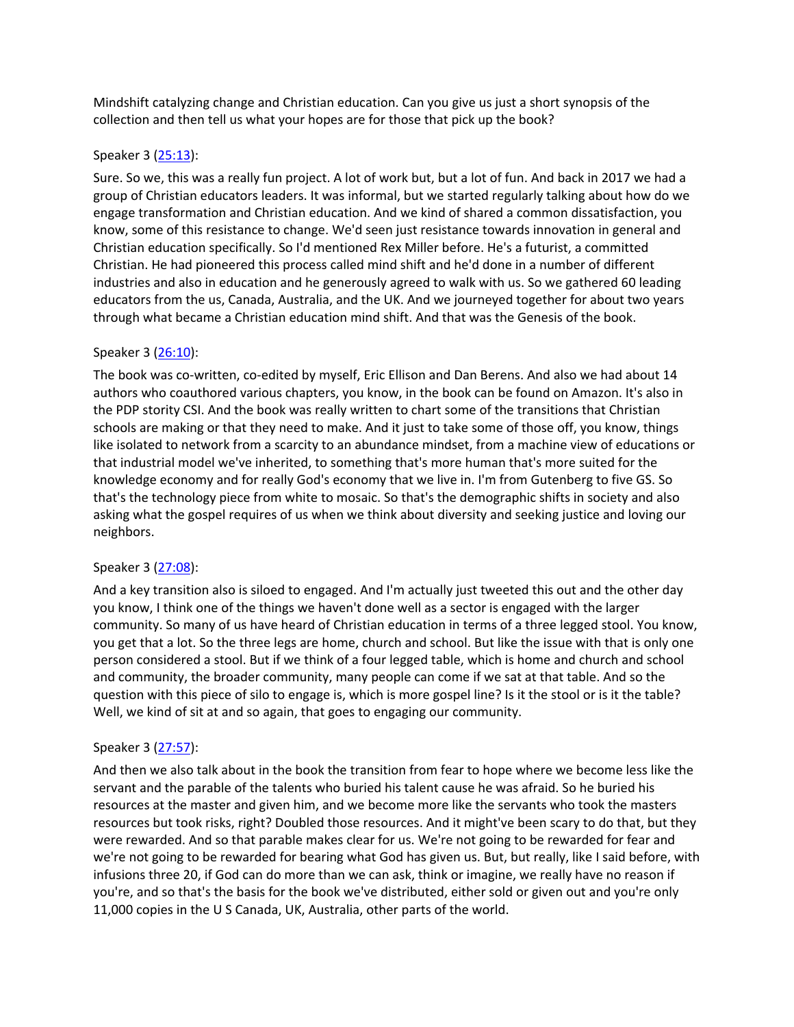Mindshift catalyzing change and Christian education. Can you give us just a short synopsis of the collection and then tell us what your hopes are for those that pick up the book?

Speaker 3 ([25:13]()):

Sure. So we, this was a really fun project. A lot of work but, but a lot of fun. And back in 2017 we had a group of Christian educators leaders. It was informal, but we started regularly talking about how do we engage transformation and Christian education. And we kind of shared a common dissatisfaction, you know, some of this resistance to change. We'd seen just resistance towards innovation in general and Christian education specifically. So I'd mentioned Rex Miller before. He's a futurist, a committed Christian. He had pioneered this process called mind shift and he'd done in a number of different industries and also in education and he generously agreed to walk with us. So we gathered 60 leading educators from the us, Canada, Australia, and the UK. And we journeyed together for about two years through what became a Christian education mind shift. And that was the Genesis of the book.

Speaker 3 ([26:10]()):

The book was co-written, co-edited by myself, Eric Ellison and Dan Berens. And also we had about 14 authors who coauthored various chapters, you know, in the book can be found on Amazon. It's also in the PDP story CSI. And the book was really written to chart some of the transitions that Christian schools are making or that they need to make. And it just to take some of those off, you know, things like isolated to network from a scarcity to an abundance mindset, from a machine view of educations or that industrial model we've inherited, to something that's more human that's more suited for the knowledge economy and for really God's economy that we live in. I'm from Gutenberg to five GS. So that's the technology piece from white to mosaic. So that's the demographic shifts in society and also asking what the gospel requires of us when we think about diversity and seeking justice and loving our neighbors.

Speaker 3 ([27:08]()):

And a key transition also is siloed to engaged. And I'm actually just tweeted this out and the other day you know, I think one of the things we haven't done well as a sector is engaged with the larger community. So many of us have heard of Christian education in terms of a three legged stool. You know, you get that a lot. So the three legs are home, church and school. But like the issue with that is only one person considered a stool. But if we think of a four legged table, which is home and church and school and community, the broader community, many people can come if we sat at that table. And so the question with this piece of silo to engage is, which is more gospel line? Is it the stool or is it the table? Well, we kind of sit at and so again, that goes to engaging our community.

Speaker 3 ([27:57]()):

And then we also talk about in the book the transition from fear to hope where we become less like the servant and the parable of the talents who buried his talent cause he was afraid. So he buried his resources at the master and given him, and we become more like the servants who took the masters resources but took risks, right? Doubled those resources. And it might've been scary to do that, but they were rewarded. And so that parable makes clear for us. We're not going to be rewarded for fear and we're not going to be rewarded for bearing what God has given us. But, but really, like I said before, with infusions three 20, if God can do more than we can ask, think or imagine, we really have no reason if you're, and so that's the basis for the book we've distributed, either sold or given out and you're only 11,000 copies in the U S Canada, UK, Australia, other parts of the world.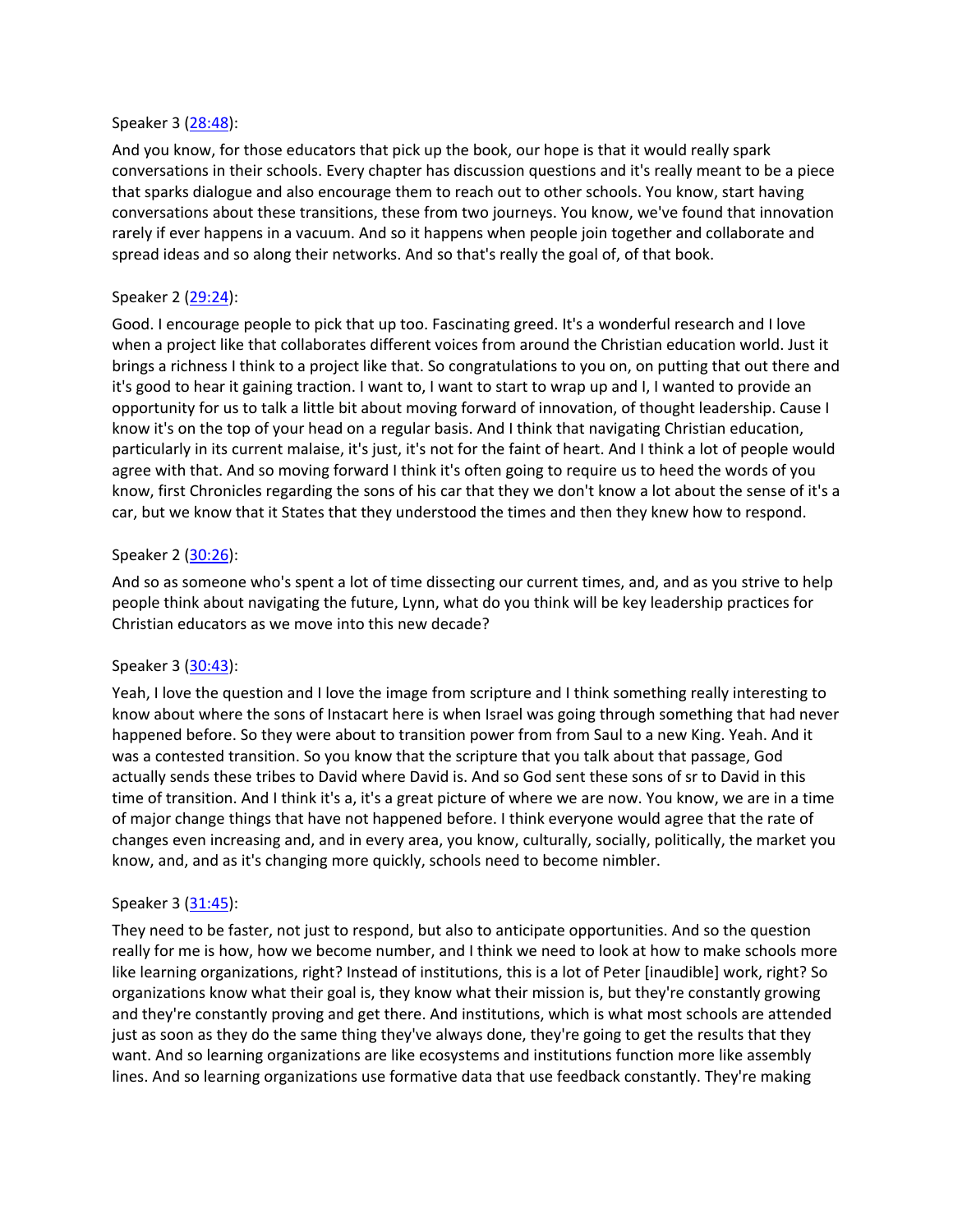Speaker 3 ([28:48](#)):

And you know, for those educators that pick up the book, our hope is that it would really spark conversations in their schools. Every chapter has discussion questions and it's really meant to be a piece that sparks dialogue and also encourage them to reach out to other schools. You know, start having conversations about these transitions, these from two journeys. You know, we've found that innovation rarely if ever happens in a vacuum. And so it happens when people join together and collaborate and spread ideas and so along their networks. And so that's really the goal of, of that book.

Speaker 2 ([29:24](#)):

Good. I encourage people to pick that up too. Fascinating greed. It's a wonderful research and I love when a project like that collaborates different voices from around the Christian education world. Just it brings a richness I think to a project like that. So congratulations to you on, on putting that out there and it's good to hear it gaining traction. I want to, I want to start to wrap up and I, I wanted to provide an opportunity for us to talk a little bit about moving forward of innovation, of thought leadership. Cause I know it's on the top of your head on a regular basis. And I think that navigating Christian education, particularly in its current malaise, it's just, it's not for the faint of heart. And I think a lot of people would agree with that. And so moving forward I think it's often going to require us to heed the words of you know, first Chronicles regarding the sons of his car that they we don't know a lot about the sense of it's a car, but we know that it States that they understood the times and then they knew how to respond.

Speaker 2 ([30:26](#)):

And so as someone who's spent a lot of time dissecting our current times, and, and as you strive to help people think about navigating the future, Lynn, what do you think will be key leadership practices for Christian educators as we move into this new decade?

Speaker 3 ([30:43](#)):

Yeah, I love the question and I love the image from scripture and I think something really interesting to know about where the sons of Instacart here is when Israel was going through something that had never happened before. So they were about to transition power from from Saul to a new King. Yeah. And it was a contested transition. So you know that the scripture that you talk about that passage, God actually sends these tribes to David where David is. And so God sent these sons of sr to David in this time of transition. And I think it's a, it's a great picture of where we are now. You know, we are in a time of major change things that have not happened before. I think everyone would agree that the rate of changes even increasing and, and in every area, you know, culturally, socially, politically, the market you know, and, and as it's changing more quickly, schools need to become nimbler.

Speaker 3 ([31:45](#)):

They need to be faster, not just to respond, but also to anticipate opportunities. And so the question really for me is how, how we become number, and I think we need to look at how to make schools more like learning organizations, right? Instead of institutions, this is a lot of Peter [inaudible] work, right? So organizations know what their goal is, they know what their mission is, but they're constantly growing and they're constantly proving and get there. And institutions, which is what most schools are attended just as soon as they do the same thing they've always done, they're going to get the results that they want. And so learning organizations are like ecosystems and institutions function more like assembly lines. And so learning organizations use formative data that use feedback constantly. They're making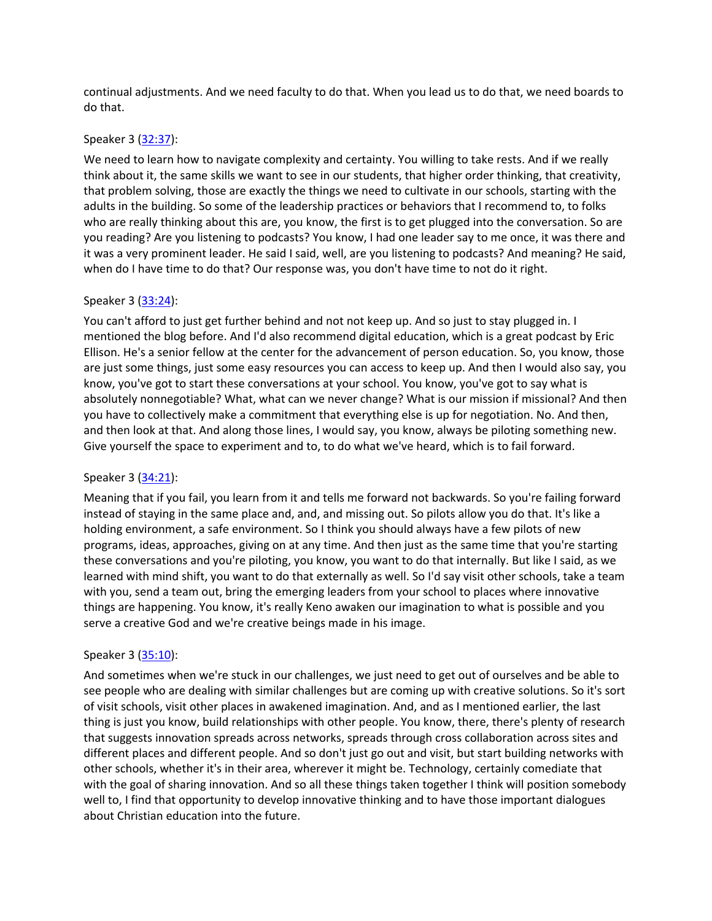continual adjustments. And we need faculty to do that. When you lead us to do that, we need boards to do that.

Speaker 3 ([32:37](#)):

We need to learn how to navigate complexity and certainty. You willing to take rests. And if we really think about it, the same skills we want to see in our students, that higher order thinking, that creativity, that problem solving, those are exactly the things we need to cultivate in our schools, starting with the adults in the building. So some of the leadership practices or behaviors that I recommend to, to folks who are really thinking about this are, you know, the first is to get plugged into the conversation. So are you reading? Are you listening to podcasts? You know, I had one leader say to me once, it was there and it was a very prominent leader. He said I said, well, are you listening to podcasts? And meaning? He said, when do I have time to do that? Our response was, you don't have time to not do it right.

Speaker 3 ([33:24](#)):

You can't afford to just get further behind and not not keep up. And so just to stay plugged in. I mentioned the blog before. And I'd also recommend digital education, which is a great podcast by Eric Ellison. He's a senior fellow at the center for the advancement of person education. So, you know, those are just some things, just some easy resources you can access to keep up. And then I would also say, you know, you've got to start these conversations at your school. You know, you've got to say what is absolutely nonnegotiable? What, what can we never change? What is our mission if missional? And then you have to collectively make a commitment that everything else is up for negotiation. No. And then, and then look at that. And along those lines, I would say, you know, always be piloting something new. Give yourself the space to experiment and to, to do what we've heard, which is to fail forward.

Speaker 3 ([34:21](#)):

Meaning that if you fail, you learn from it and tells me forward not backwards. So you're failing forward instead of staying in the same place and, and, and missing out. So pilots allow you do that. It's like a holding environment, a safe environment. So I think you should always have a few pilots of new programs, ideas, approaches, giving on at any time. And then just as the same time that you're starting these conversations and you're piloting, you know, you want to do that internally. But like I said, as we learned with mind shift, you want to do that externally as well. So I'd say visit other schools, take a team with you, send a team out, bring the emerging leaders from your school to places where innovative things are happening. You know, it's really Keno awaken our imagination to what is possible and you serve a creative God and we're creative beings made in his image.

Speaker 3 ([35:10](#)):

And sometimes when we're stuck in our challenges, we just need to get out of ourselves and be able to see people who are dealing with similar challenges but are coming up with creative solutions. So it's sort of visit schools, visit other places in awakened imagination. And, and as I mentioned earlier, the last thing is just you know, build relationships with other people. You know, there, there's plenty of research that suggests innovation spreads across networks, spreads through cross collaboration across sites and different places and different people. And so don't just go out and visit, but start building networks with other schools, whether it's in their area, wherever it might be. Technology, certainly comediate that with the goal of sharing innovation. And so all these things taken together I think will position somebody well to, I find that opportunity to develop innovative thinking and to have those important dialogues about Christian education into the future.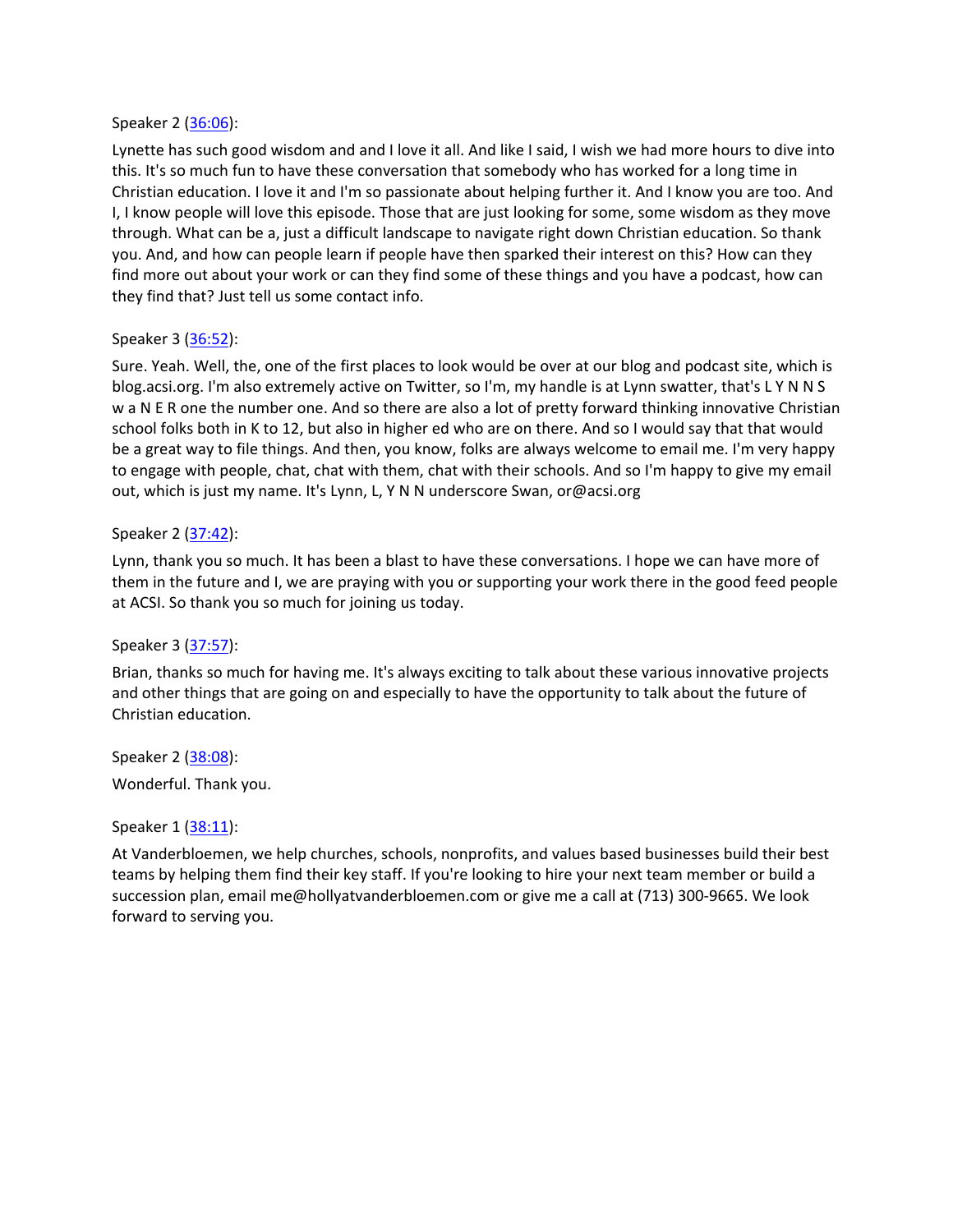Speaker 2 ([36:06](#)):

Lynette has such good wisdom and and I love it all. And like I said, I wish we had more hours to dive into this. It's so much fun to have these conversation that somebody who has worked for a long time in Christian education. I love it and I'm so passionate about helping further it. And I know you are too. And I, I know people will love this episode. Those that are just looking for some, some wisdom as they move through. What can be a, just a difficult landscape to navigate right down Christian education. So thank you. And, and how can people learn if people have then sparked their interest on this? How can they find more out about your work or can they find some of these things and you have a podcast, how can they find that? Just tell us some contact info.

Speaker 3 ([36:52](#)):

Sure. Yeah. Well, the, one of the first places to look would be over at our blog and podcast site, which is blog.acsi.org. I'm also extremely active on Twitter, so I'm, my handle is at Lynn swatter, that's L Y N N S w a N E R one the number one. And so there are also a lot of pretty forward thinking innovative Christian school folks both in K to 12, but also in higher ed who are on there. And so I would say that that would be a great way to file things. And then, you know, folks are always welcome to email me. I'm very happy to engage with people, chat, chat with them, chat with their schools. And so I'm happy to give my email out, which is just my name. It's Lynn, L, Y N N underscore Swan, or@acsi.org

Speaker 2 ([37:42](#)):

Lynn, thank you so much. It has been a blast to have these conversations. I hope we can have more of them in the future and I, we are praying with you or supporting your work there in the good feed people at ACSI. So thank you so much for joining us today.

Speaker 3 ([37:57](#)):

Brian, thanks so much for having me. It's always exciting to talk about these various innovative projects and other things that are going on and especially to have the opportunity to talk about the future of Christian education.

Speaker 2 ([38:08](#)):

Wonderful. Thank you.

Speaker 1 ([38:11](#)):

At Vanderbloemen, we help churches, schools, nonprofits, and values based businesses build their best teams by helping them find their key staff. If you're looking to hire your next team member or build a succession plan, email me@hollyatvanderbloemen.com or give me a call at (713) 300-9665. We look forward to serving you.